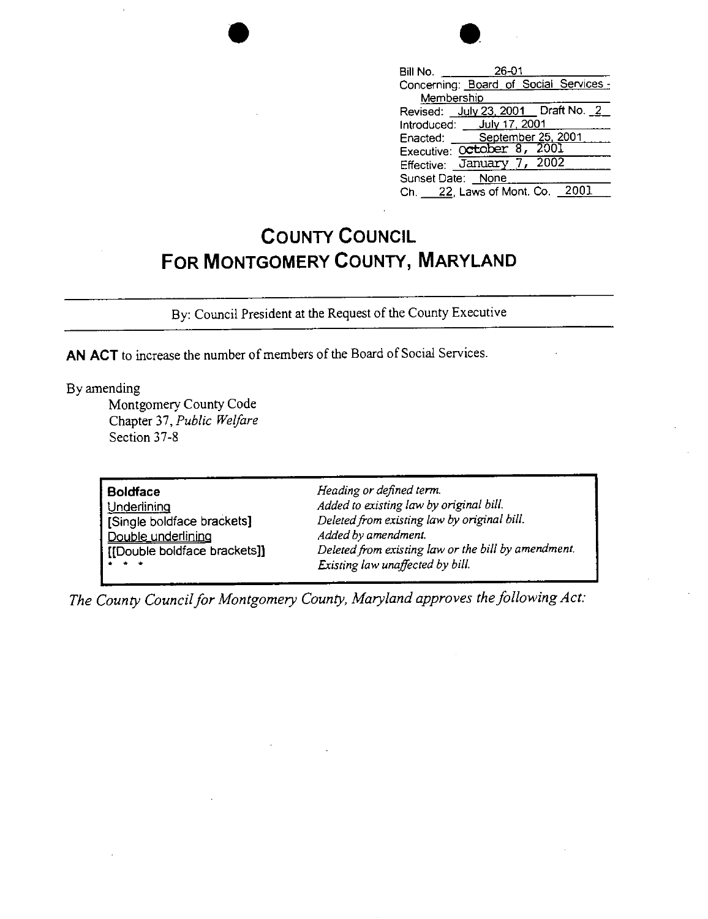Bill No. 26-01
Concerning: Board of Social Services - Membership
Revised: July 23, 2001 Draft No. 2
Introduced: July 17, 2001
Enacted: September 25, 2001
Executive: October 8, 2001
Effective: January 7, 2002
Sunset Date: None
Ch. 22, Laws of Mont. Co. 2001

# COUNTY COUNCIL
# FOR MONTGOMERY COUNTY, MARYLAND

By: Council President at the Request of the County Executive

**AN ACT** to increase the number of members of the Board of Social Services.

By amending
Montgomery County Code
Chapter 37, *Public Welfare*
Section 37-8

| | |
|---|---|
| **Boldface** | *Heading or defined term.* |
| Underlining | *Added to existing law by original bill.* |
| [Single boldface brackets] | *Deleted from existing law by original bill.* |
| Double underlining | *Added by amendment.* |
| [[Double boldface brackets]] | *Deleted from existing law or the bill by amendment.* |
| * * * | *Existing law unaffected by bill.* |

*The County Council for Montgomery County, Maryland approves the following Act:*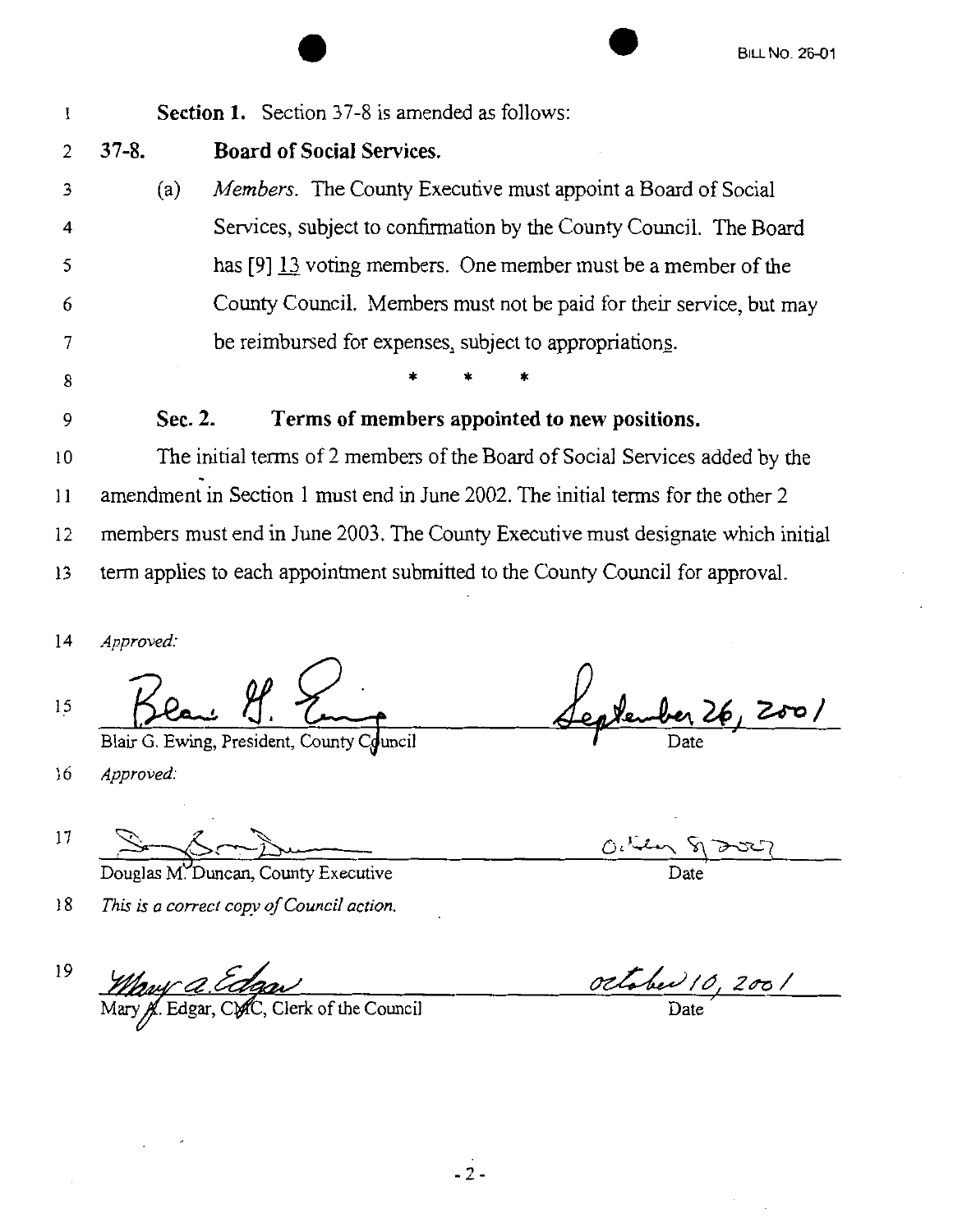**Section 1.** Section 37-8 is amended as follows:

**37-8. Board of Social Services.**

(a) *Members.* The County Executive must appoint a Board of Social Services, subject to confirmation by the County Council. The Board has [9] 13 voting members. One member must be a member of the County Council. Members must not be paid for their service, but may be reimbursed for expenses, subject to appropriations.

\* \* \*

**Sec. 2. Terms of members appointed to new positions.**

The initial terms of 2 members of the Board of Social Services added by the amendment in Section 1 must end in June 2002. The initial terms for the other 2 members must end in June 2003. The County Executive must designate which initial term applies to each appointment submitted to the County Council for approval.

*Approved:*

Blair G. Ewing, President, County Council — September 26, 2001 (Date)

*Approved:*

Douglas M. Duncan, County Executive — October 9, 2001 (Date)

*This is a correct copy of Council action.*

Mary A. Edgar, CMC, Clerk of the Council — October 10, 2001 (Date)